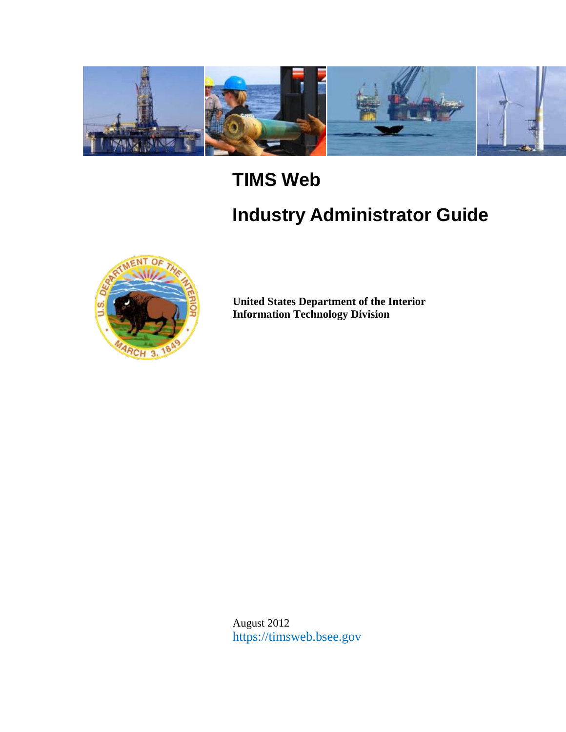# TIMS Web

# Industry Administrator Guide

**United States Department of the Interior**
**Information Technology Division**

August 2012
https://timsweb.bsee.gov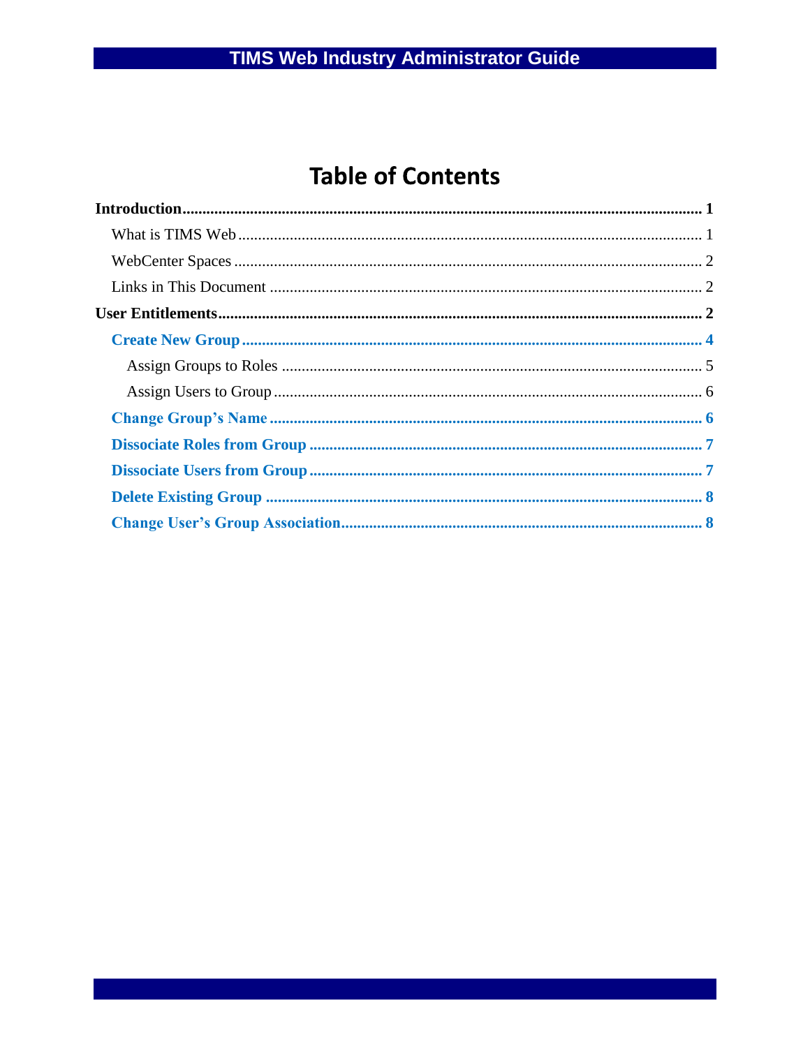# Table of Contents

**Introduction** .......... **1**

- What is TIMS Web .......... 1
- WebCenter Spaces .......... 2
- Links in This Document .......... 2

**User Entitlements** .......... **2**

- **Create New Group** .......... **4**
  - Assign Groups to Roles .......... 5
  - Assign Users to Group .......... 6
- **Change Group's Name** .......... **6**
- **Dissociate Roles from Group** .......... **7**
- **Dissociate Users from Group** .......... **7**
- **Delete Existing Group** .......... **8**
- **Change User's Group Association** .......... **8**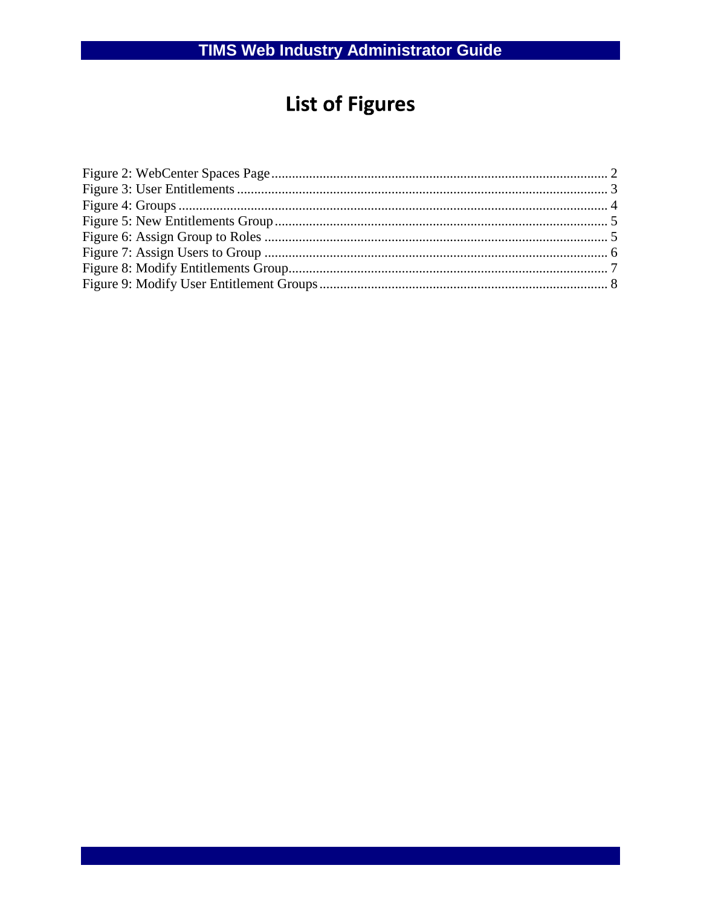# List of Figures

Figure 2: WebCenter Spaces Page .................................................................................................. 2
Figure 3: User Entitlements ............................................................................................................ 3
Figure 4: Groups ............................................................................................................................. 4
Figure 5: New Entitlements Group ................................................................................................. 5
Figure 6: Assign Group to Roles .................................................................................................... 5
Figure 7: Assign Users to Group .................................................................................................... 6
Figure 8: Modify Entitlements Group............................................................................................. 7
Figure 9: Modify User Entitlement Groups .................................................................................... 8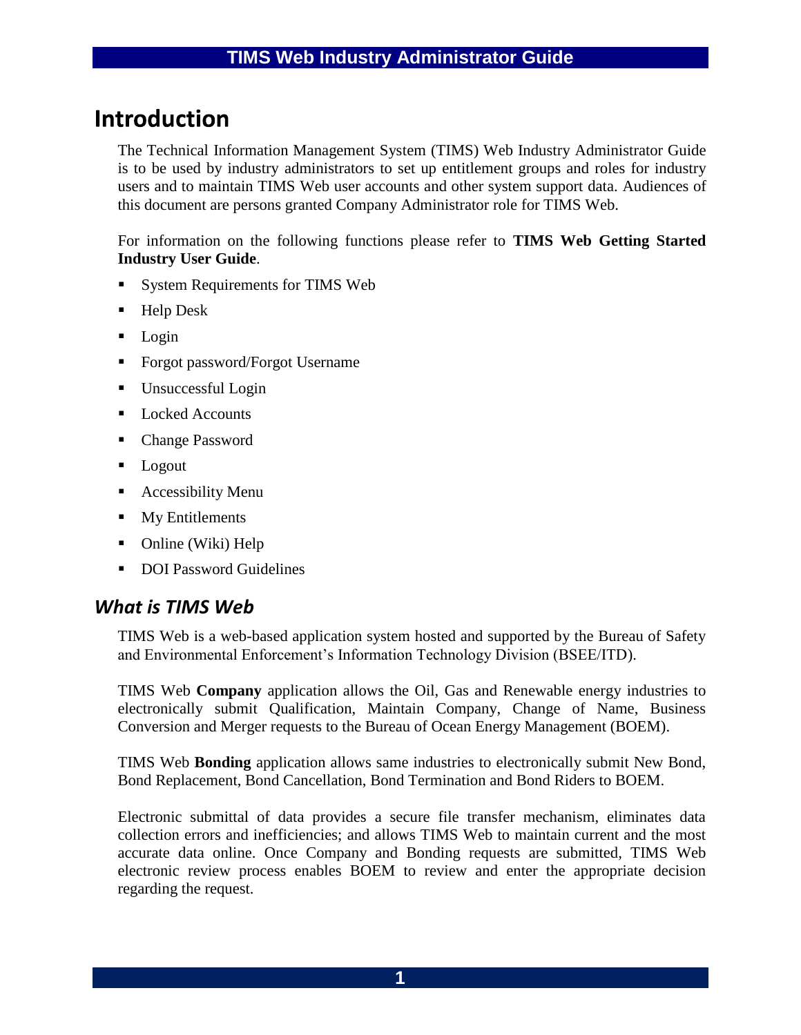# Introduction

The Technical Information Management System (TIMS) Web Industry Administrator Guide is to be used by industry administrators to set up entitlement groups and roles for industry users and to maintain TIMS Web user accounts and other system support data. Audiences of this document are persons granted Company Administrator role for TIMS Web.

For information on the following functions please refer to **TIMS Web Getting Started Industry User Guide**.

- System Requirements for TIMS Web
- Help Desk
- Login
- Forgot password/Forgot Username
- Unsuccessful Login
- Locked Accounts
- Change Password
- Logout
- Accessibility Menu
- My Entitlements
- Online (Wiki) Help
- DOI Password Guidelines

## *What is TIMS Web*

TIMS Web is a web-based application system hosted and supported by the Bureau of Safety and Environmental Enforcement's Information Technology Division (BSEE/ITD).

TIMS Web **Company** application allows the Oil, Gas and Renewable energy industries to electronically submit Qualification, Maintain Company, Change of Name, Business Conversion and Merger requests to the Bureau of Ocean Energy Management (BOEM).

TIMS Web **Bonding** application allows same industries to electronically submit New Bond, Bond Replacement, Bond Cancellation, Bond Termination and Bond Riders to BOEM.

Electronic submittal of data provides a secure file transfer mechanism, eliminates data collection errors and inefficiencies; and allows TIMS Web to maintain current and the most accurate data online. Once Company and Bonding requests are submitted, TIMS Web electronic review process enables BOEM to review and enter the appropriate decision regarding the request.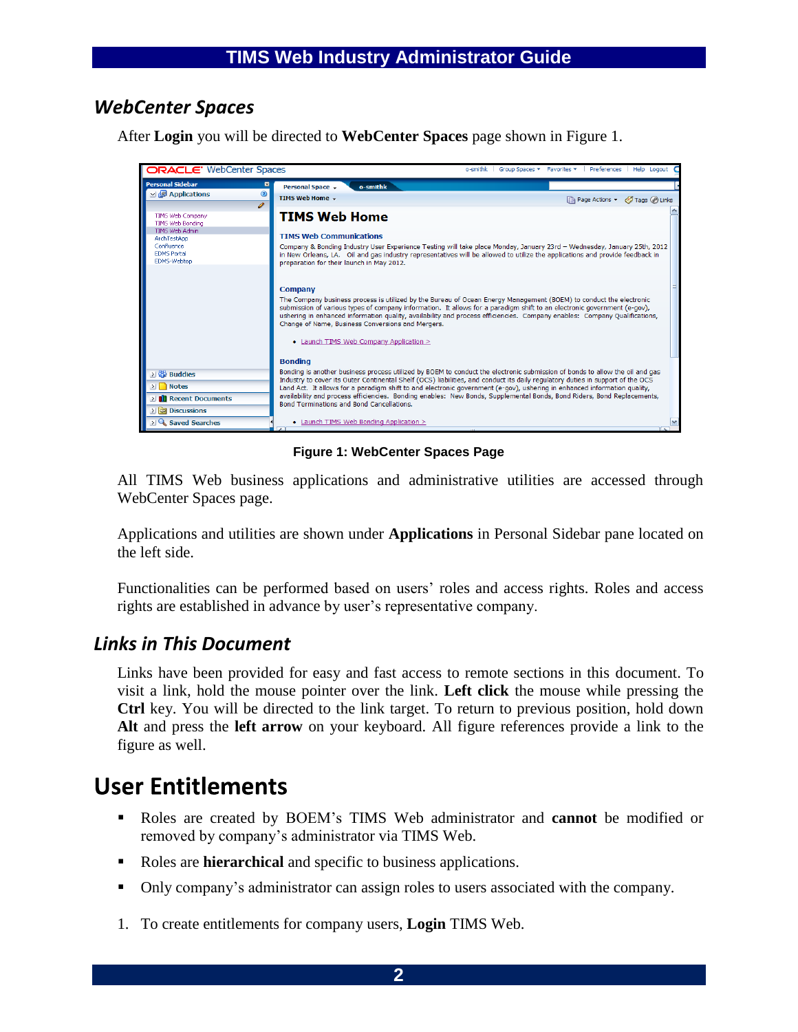## *WebCenter Spaces*

After **Login** you will be directed to **WebCenter Spaces** page shown in Figure 1.

**Figure 1: WebCenter Spaces Page**

All TIMS Web business applications and administrative utilities are accessed through WebCenter Spaces page.

Applications and utilities are shown under **Applications** in Personal Sidebar pane located on the left side.

Functionalities can be performed based on users' roles and access rights. Roles and access rights are established in advance by user's representative company.

## *Links in This Document*

Links have been provided for easy and fast access to remote sections in this document. To visit a link, hold the mouse pointer over the link. **Left click** the mouse while pressing the **Ctrl** key. You will be directed to the link target. To return to previous position, hold down **Alt** and press the **left arrow** on your keyboard. All figure references provide a link to the figure as well.

# User Entitlements

- Roles are created by BOEM's TIMS Web administrator and **cannot** be modified or removed by company's administrator via TIMS Web.
- Roles are **hierarchical** and specific to business applications.
- Only company's administrator can assign roles to users associated with the company.

1. To create entitlements for company users, **Login** TIMS Web.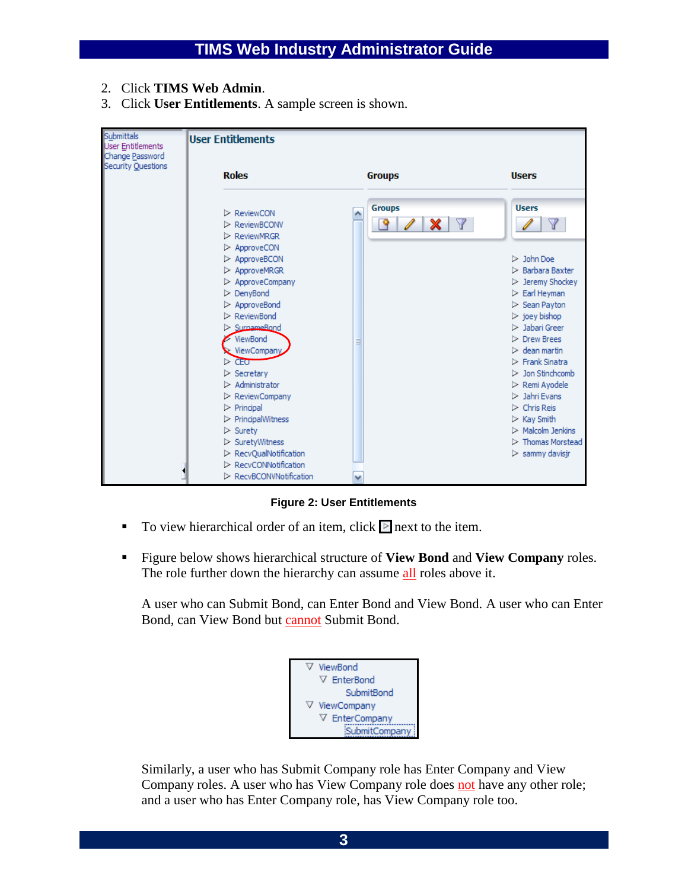2. Click **TIMS Web Admin**.
3. Click **User Entitlements**. A sample screen is shown.

**Figure 2: User Entitlements**

- To view hierarchical order of an item, click ▷ next to the item.
- Figure below shows hierarchical structure of **View Bond** and **View Company** roles. The role further down the hierarchy can assume all roles above it.

  A user who can Submit Bond, can Enter Bond and View Bond. A user who can Enter Bond, can View Bond but cannot Submit Bond.

  Similarly, a user who has Submit Company role has Enter Company and View Company roles. A user who has View Company role does not have any other role; and a user who has Enter Company role, has View Company role too.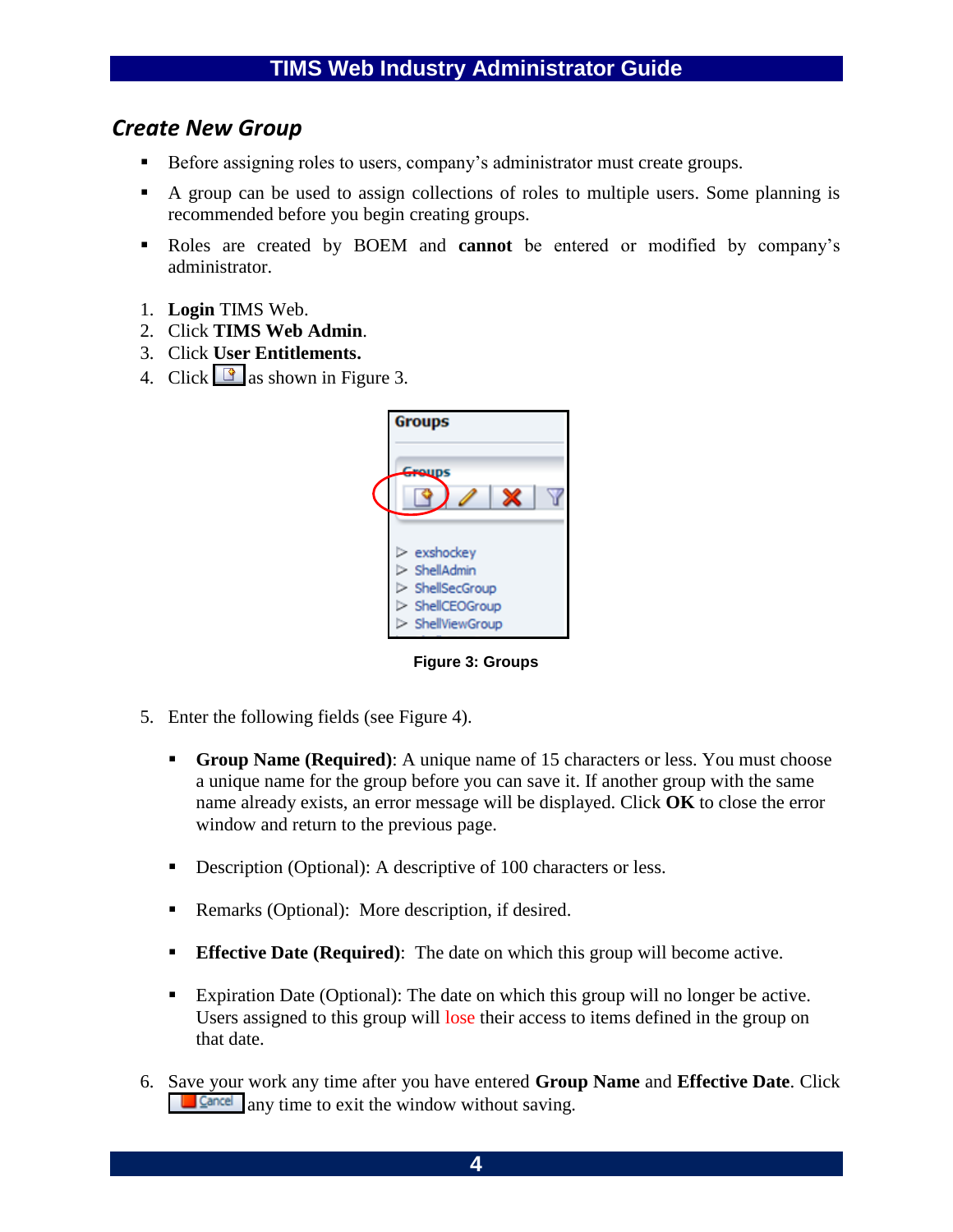## *Create New Group*

- Before assigning roles to users, company's administrator must create groups.
- A group can be used to assign collections of roles to multiple users. Some planning is recommended before you begin creating groups.
- Roles are created by BOEM and **cannot** be entered or modified by company's administrator.

1. **Login** TIMS Web.
2. Click **TIMS Web Admin**.
3. Click **User Entitlements.**
4. Click as shown in Figure 3.

**Figure 3: Groups**

5. Enter the following fields (see Figure 4).

   - **Group Name (Required)**: A unique name of 15 characters or less. You must choose a unique name for the group before you can save it. If another group with the same name already exists, an error message will be displayed. Click **OK** to close the error window and return to the previous page.

   - Description (Optional): A descriptive of 100 characters or less.

   - Remarks (Optional): More description, if desired.

   - **Effective Date (Required)**: The date on which this group will become active.

   - Expiration Date (Optional): The date on which this group will no longer be active. Users assigned to this group will lose their access to items defined in the group on that date.

6. Save your work any time after you have entered **Group Name** and **Effective Date**. Click Cancel any time to exit the window without saving.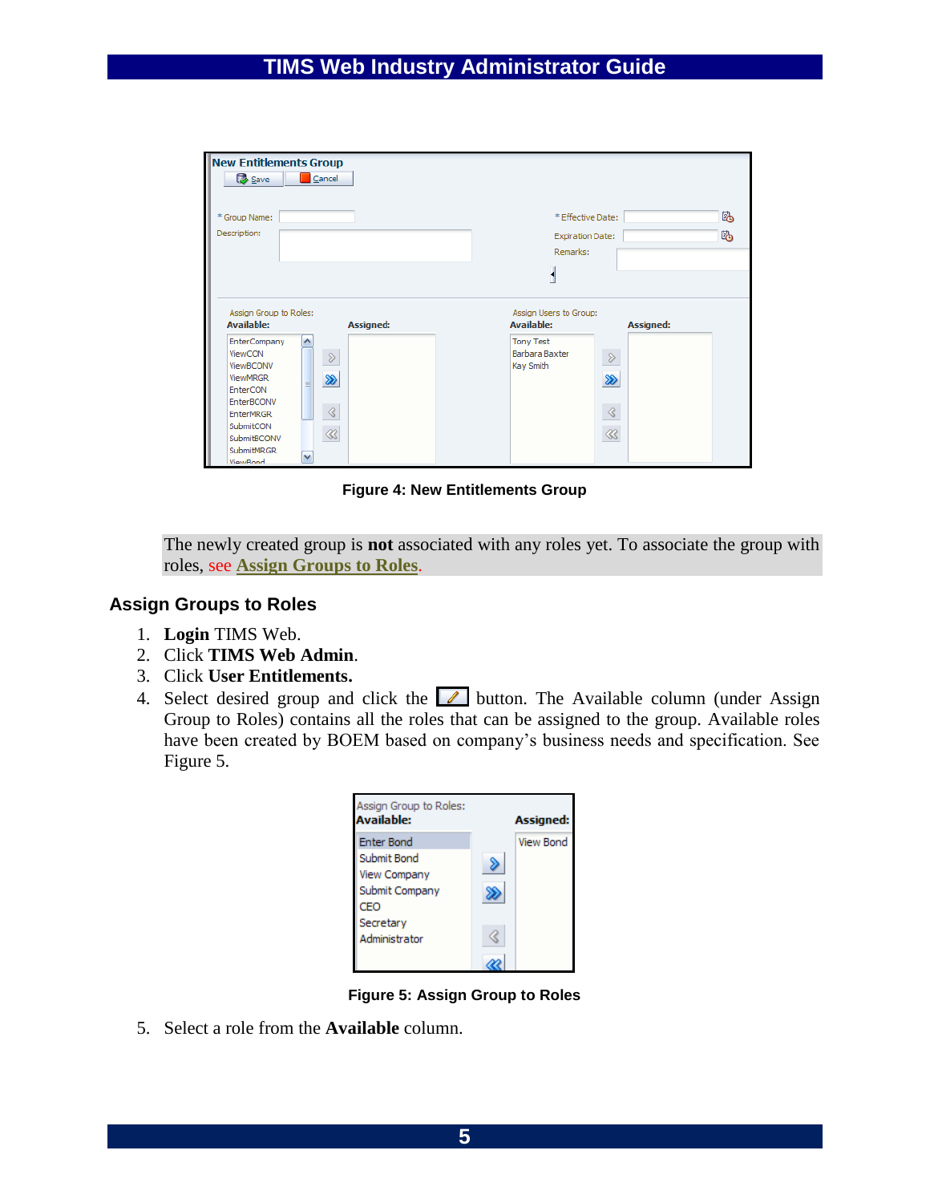Figure 4: New Entitlements Group

The newly created group is **not** associated with any roles yet. To associate the group with roles, see Assign Groups to Roles.

## Assign Groups to Roles

1. **Login** TIMS Web.
2. Click **TIMS Web Admin**.
3. Click **User Entitlements.**
4. Select desired group and click the button. The Available column (under Assign Group to Roles) contains all the roles that can be assigned to the group. Available roles have been created by BOEM based on company's business needs and specification. See Figure 5.

Figure 5: Assign Group to Roles

5. Select a role from the **Available** column.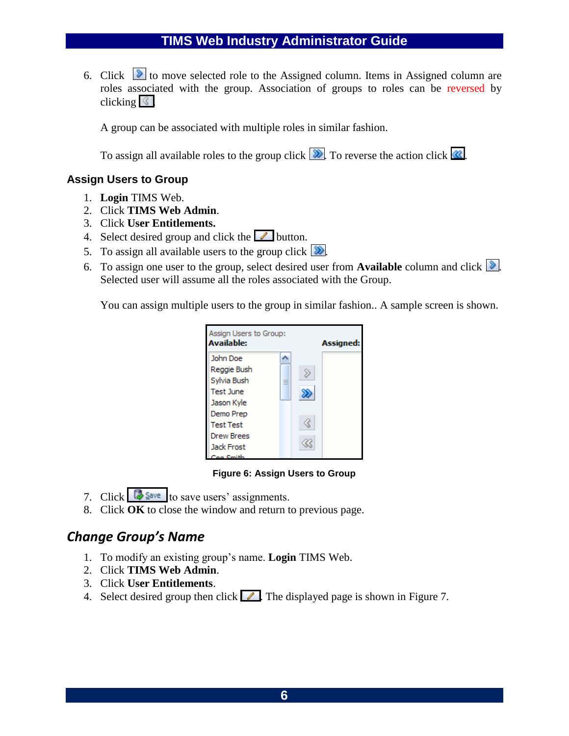6. Click  to move selected role to the Assigned column. Items in Assigned column are roles associated with the group. Association of groups to roles can be reversed by clicking .

   A group can be associated with multiple roles in similar fashion.

   To assign all available roles to the group click . To reverse the action click .

### Assign Users to Group

1. **Login** TIMS Web.
2. Click **TIMS Web Admin**.
3. Click **User Entitlements.**
4. Select desired group and click the  button.
5. To assign all available users to the group click .
6. To assign one user to the group, select desired user from **Available** column and click . Selected user will assume all the roles associated with the Group.

   You can assign multiple users to the group in similar fashion.. A sample screen is shown.

Figure 6: Assign Users to Group

7. Click  to save users' assignments.
8. Click **OK** to close the window and return to previous page.

## *Change Group's Name*

1. To modify an existing group's name. **Login** TIMS Web.
2. Click **TIMS Web Admin**.
3. Click **User Entitlements**.
4. Select desired group then click . The displayed page is shown in Figure 7.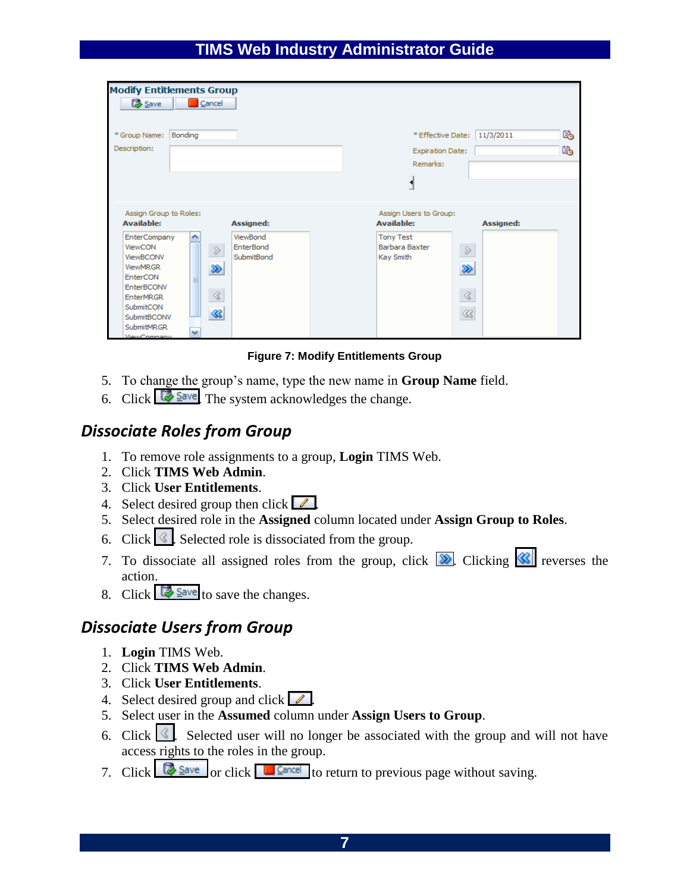Figure 7: Modify Entitlements Group

5. To change the group's name, type the new name in **Group Name** field.
6. Click Save. The system acknowledges the change.

## Dissociate Roles from Group

1. To remove role assignments to a group, **Login** TIMS Web.
2. Click **TIMS Web Admin**.
3. Click **User Entitlements**.
4. Select desired group then click .
5. Select desired role in the **Assigned** column located under **Assign Group to Roles**.
6. Click . Selected role is dissociated from the group.
7. To dissociate all assigned roles from the group, click . Clicking  reverses the action.
8. Click Save to save the changes.

## Dissociate Users from Group

1. **Login** TIMS Web.
2. Click **TIMS Web Admin**.
3. Click **User Entitlements**.
4. Select desired group and click .
5. Select user in the **Assumed** column under **Assign Users to Group**.
6. Click . Selected user will no longer be associated with the group and will not have access rights to the roles in the group.
7. Click Save or click Cancel to return to previous page without saving.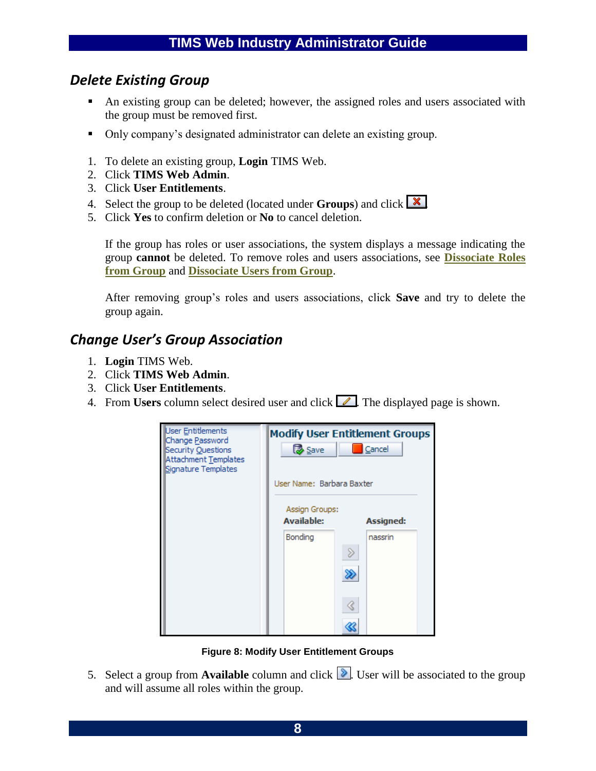## *Delete Existing Group*

- An existing group can be deleted; however, the assigned roles and users associated with the group must be removed first.
- Only company's designated administrator can delete an existing group.

1. To delete an existing group, **Login** TIMS Web.
2. Click **TIMS Web Admin**.
3. Click **User Entitlements**.
4. Select the group to be deleted (located under **Groups**) and click ✖.
5. Click **Yes** to confirm deletion or **No** to cancel deletion.

   If the group has roles or user associations, the system displays a message indicating the group **cannot** be deleted. To remove roles and users associations, see **Dissociate Roles from Group** and **Dissociate Users from Group**.

   After removing group's roles and users associations, click **Save** and try to delete the group again.

## *Change User's Group Association*

1. **Login** TIMS Web.
2. Click **TIMS Web Admin**.
3. Click **User Entitlements**.
4. From **Users** column select desired user and click ✎. The displayed page is shown.

**Figure 8: Modify User Entitlement Groups**

5. Select a group from **Available** column and click ›. User will be associated to the group and will assume all roles within the group.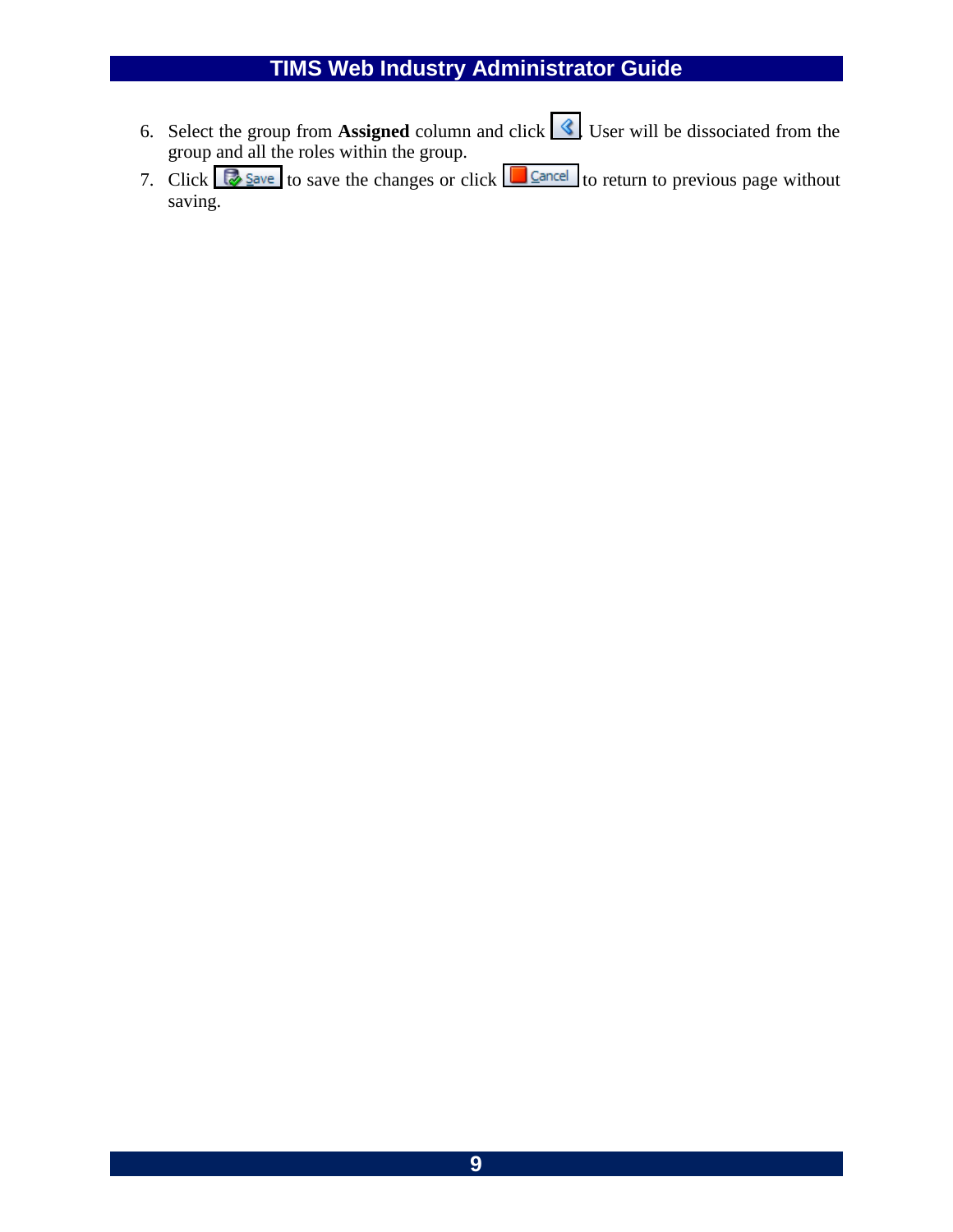6. Select the group from **Assigned** column and click . User will be dissociated from the group and all the roles within the group.
7. Click Save to save the changes or click Cancel to return to previous page without saving.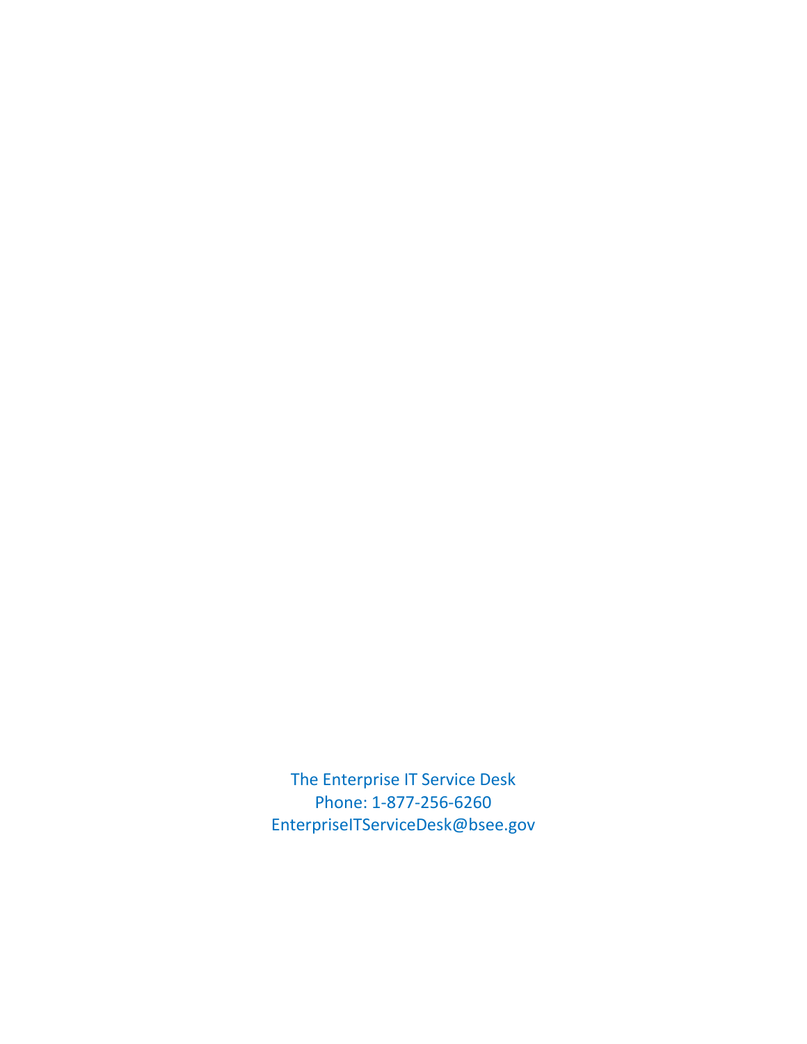The Enterprise IT Service Desk
Phone: 1-877-256-6260
EnterpriseITServiceDesk@bsee.gov